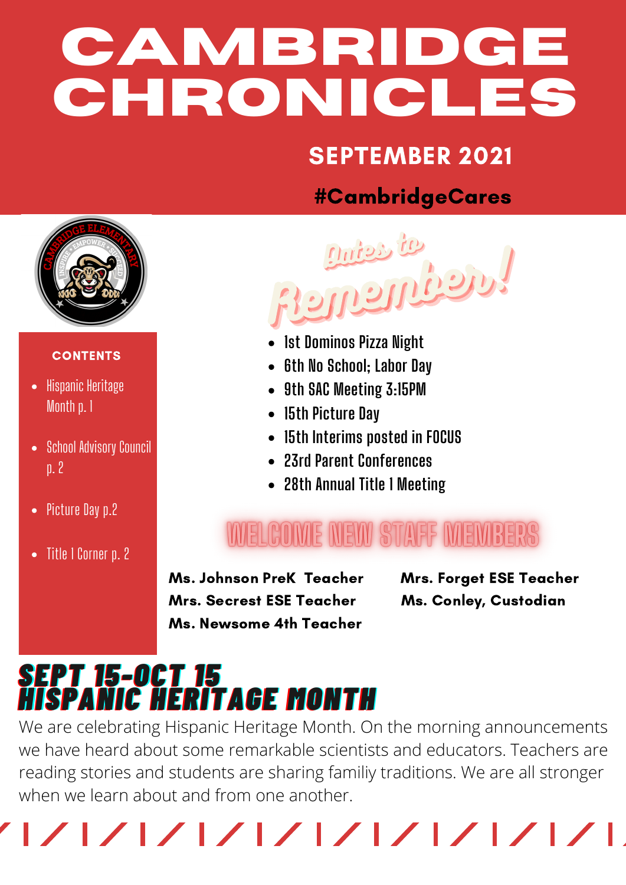# CAMBRIDGE CHRONICLES

## SEPTEMBER 2021

**#CambridgeCares**

### CONTENTS

- Hispanic Heritage Month p. 1
- School Advisory Council p. 2
- Picture Day p.2
- Title 1 Corner p. 2

## Dates to Remember!

- 1st Dominos Pizza Night
- 6th No School; Labor Day
- 9th SAC Meeting 3:15PM
- 15th Picture Day
- 15th Interims posted in FOCUS
- 23rd Parent Conferences
- 28th Annual Title 1 Meeting

## WELCOME NEW STAFF MEMBERS

**Ms. Johnson PreK Teacher**
**Mrs. Secrest ESE Teacher**
**Ms. Newsome 4th Teacher**
**Mrs. Forget ESE Teacher**
**Ms. Conley, Custodian**

## SEPT 15-OCT 15 HISPANIC HERITAGE MONTH

We are celebrating Hispanic Heritage Month. On the morning announcements we have heard about some remarkable scientists and educators. Teachers are reading stories and students are sharing familiy traditions. We are all stronger when we learn about and from one another.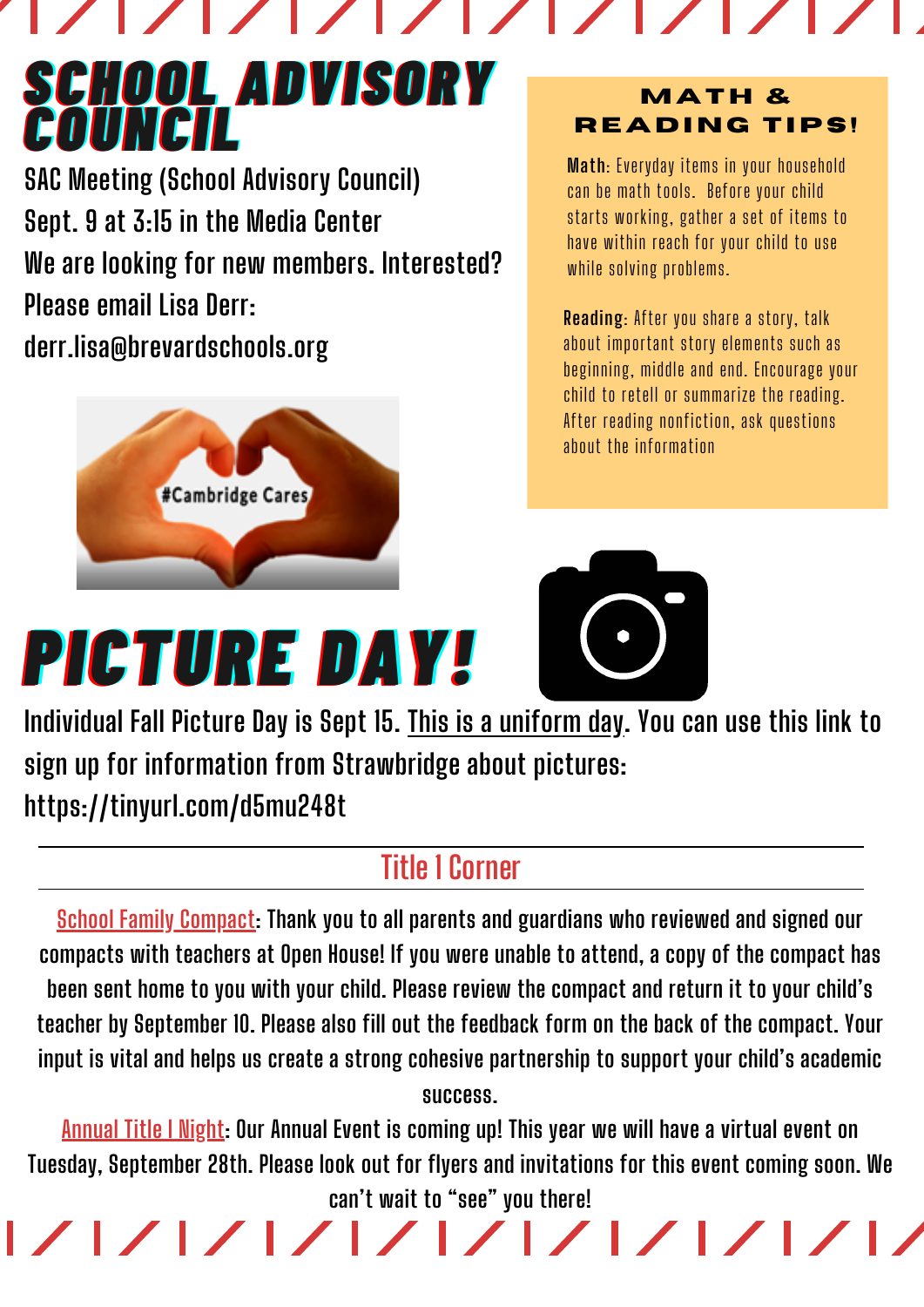# SCHOOL ADVISORY COUNCIL

SAC Meeting (School Advisory Council)
Sept. 9 at 3:15 in the Media Center
We are looking for new members. Interested? Please email Lisa Derr:
derr.lisa@brevardschools.org

#Cambridge Cares

## MATH & READING TIPS!

**Math**: Everyday items in your household can be math tools. Before your child starts working, gather a set of items to have within reach for your child to use while solving problems.

**Reading**: After you share a story, talk about important story elements such as beginning, middle and end. Encourage your child to retell or summarize the reading. After reading nonfiction, ask questions about the information

# PICTURE DAY!

Individual Fall Picture Day is Sept 15. This is a uniform day. You can use this link to sign up for information from Strawbridge about pictures: https://tinyurl.com/d5mu248t

## Title 1 Corner

School Family Compact: Thank you to all parents and guardians who reviewed and signed our compacts with teachers at Open House! If you were unable to attend, a copy of the compact has been sent home to you with your child. Please review the compact and return it to your child's teacher by September 10. Please also fill out the feedback form on the back of the compact. Your input is vital and helps us create a strong cohesive partnership to support your child's academic success.

Annual Title I Night: Our Annual Event is coming up! This year we will have a virtual event on Tuesday, September 28th. Please look out for flyers and invitations for this event coming soon. We can't wait to "see" you there!